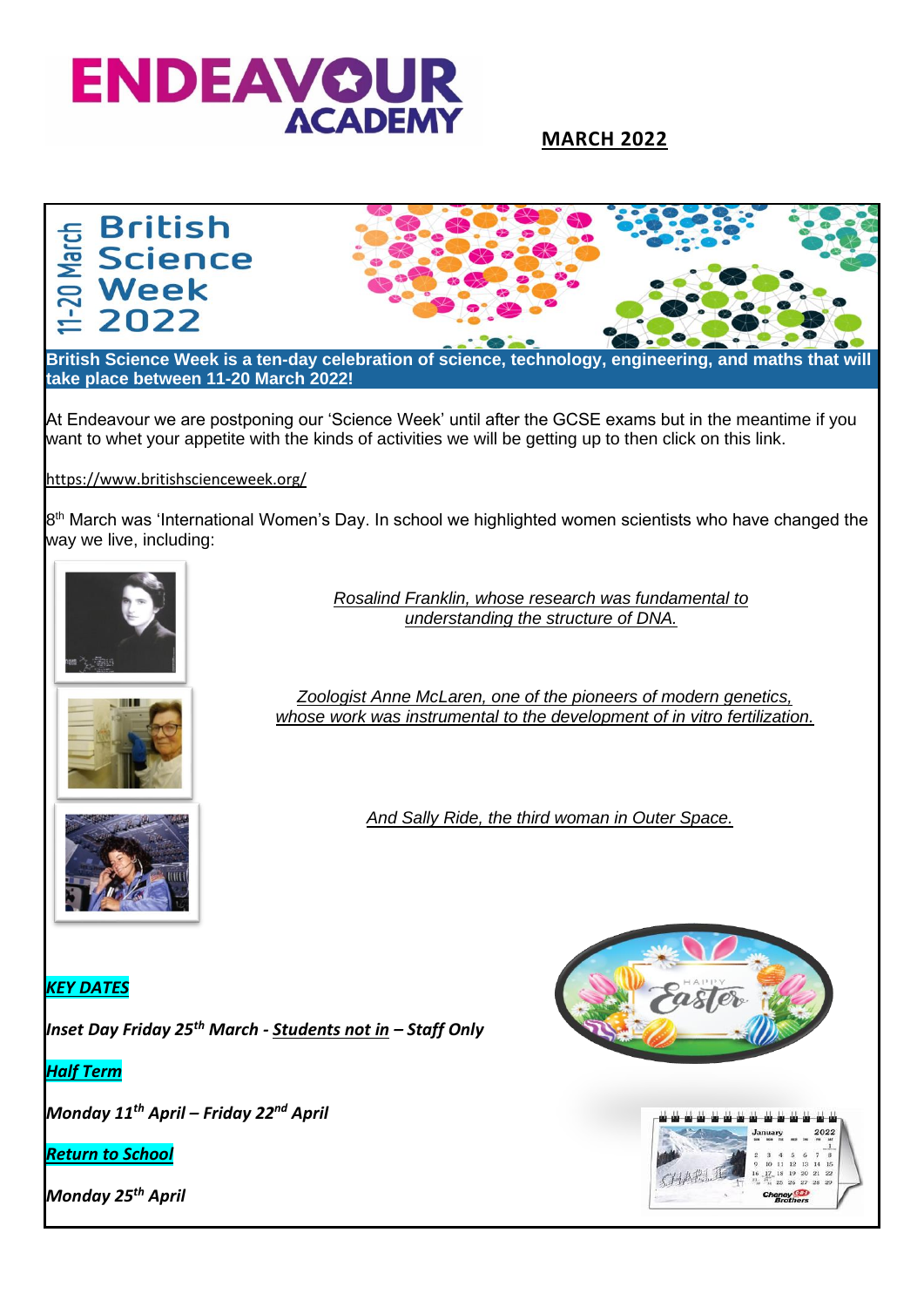# ENDEAVOUR ACADEMY

**MARCH 2022**

## British Science Week 2022

11-20 March

**British Science Week is a ten-day celebration of science, technology, engineering, and maths that will take place between 11-20 March 2022!**

At Endeavour we are postponing our 'Science Week' until after the GCSE exams but in the meantime if you want to whet your appetite with the kinds of activities we will be getting up to then click on this link.

https://www.britishscienceweek.org/

8th March was 'International Women's Day. In school we highlighted women scientists who have changed the way we live, including:

*Rosalind Franklin, whose research was fundamental to understanding the structure of DNA.*

*Zoologist Anne McLaren, one of the pioneers of modern genetics, whose work was instrumental to the development of in vitro fertilization.*

*And Sally Ride, the third woman in Outer Space.*

***KEY DATES***

***Inset Day Friday 25th March - Students not in – Staff Only***

***Half Term***

***Monday 11th April – Friday 22nd April***

***Return to School***

***Monday 25th April***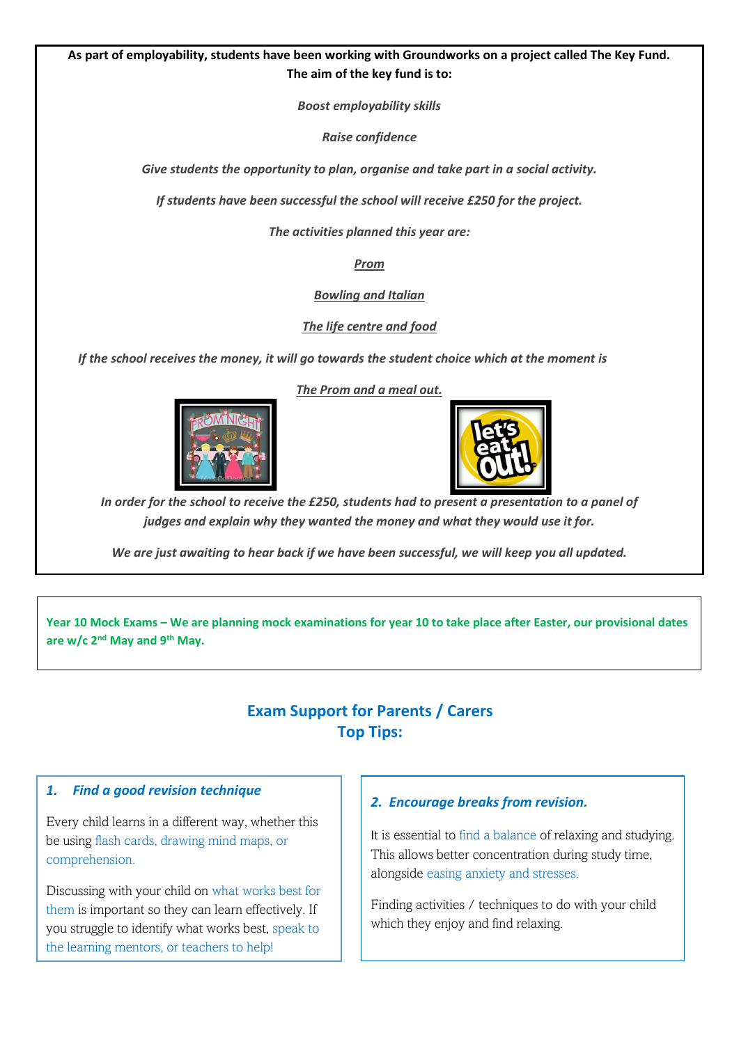**As part of employability, students have been working with Groundworks on a project called The Key Fund. The aim of the key fund is to:**

***Boost employability skills***

***Raise confidence***

***Give students the opportunity to plan, organise and take part in a social activity.***

***If students have been successful the school will receive £250 for the project.***

***The activities planned this year are:***

***Prom***

***Bowling and Italian***

***The life centre and food***

***If the school receives the money, it will go towards the student choice which at the moment is***

***The Prom and a meal out.***

***In order for the school to receive the £250, students had to present a presentation to a panel of judges and explain why they wanted the money and what they would use it for.***

***We are just awaiting to hear back if we have been successful, we will keep you all updated.***

**Year 10 Mock Exams – We are planning mock examinations for year 10 to take place after Easter, our provisional dates are w/c 2nd May and 9th May.**

## Exam Support for Parents / Carers
## Top Tips:

### *1. Find a good revision technique*

Every child learns in a different way, whether this be using flash cards, drawing mind maps, or comprehension.

Discussing with your child on what works best for them is important so they can learn effectively. If you struggle to identify what works best, speak to the learning mentors, or teachers to help!

### *2. Encourage breaks from revision.*

It is essential to find a balance of relaxing and studying. This allows better concentration during study time, alongside easing anxiety and stresses.

Finding activities / techniques to do with your child which they enjoy and find relaxing.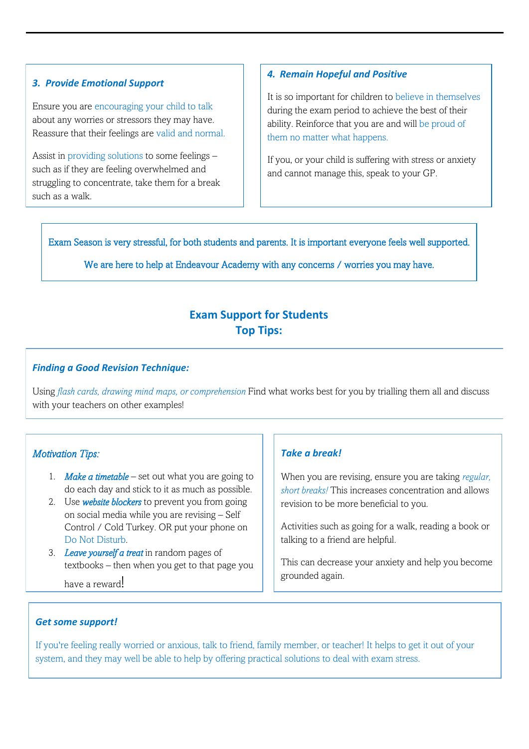### *3. Provide Emotional Support*

Ensure you are encouraging your child to talk about any worries or stressors they may have. Reassure that their feelings are valid and normal.

Assist in providing solutions to some feelings – such as if they are feeling overwhelmed and struggling to concentrate, take them for a break such as a walk.

### *4. Remain Hopeful and Positive*

It is so important for children to believe in themselves during the exam period to achieve the best of their ability. Reinforce that you are and will be proud of them no matter what happens.

If you, or your child is suffering with stress or anxiety and cannot manage this, speak to your GP.

Exam Season is very stressful, for both students and parents. It is important everyone feels well supported.

We are here to help at Endeavour Academy with any concerns / worries you may have.

## Exam Support for Students
## Top Tips:

### *Finding a Good Revision Technique:*

Using *flash cards, drawing mind maps, or comprehension* Find what works best for you by trialling them all and discuss with your teachers on other examples!

### *Motivation Tips:*

1. *Make a timetable* – set out what you are going to do each day and stick to it as much as possible.
2. Use ***website blockers*** to prevent you from going on social media while you are revising – Self Control / Cold Turkey. OR put your phone on Do Not Disturb.
3. *Leave yourself a treat* in random pages of textbooks – then when you get to that page you have a reward!

### *Take a break!*

When you are revising, ensure you are taking *regular, short breaks!* This increases concentration and allows revision to be more beneficial to you.

Activities such as going for a walk, reading a book or talking to a friend are helpful.

This can decrease your anxiety and help you become grounded again.

### *Get some support!*

If you're feeling really worried or anxious, talk to friend, family member, or teacher! It helps to get it out of your system, and they may well be able to help by offering practical solutions to deal with exam stress.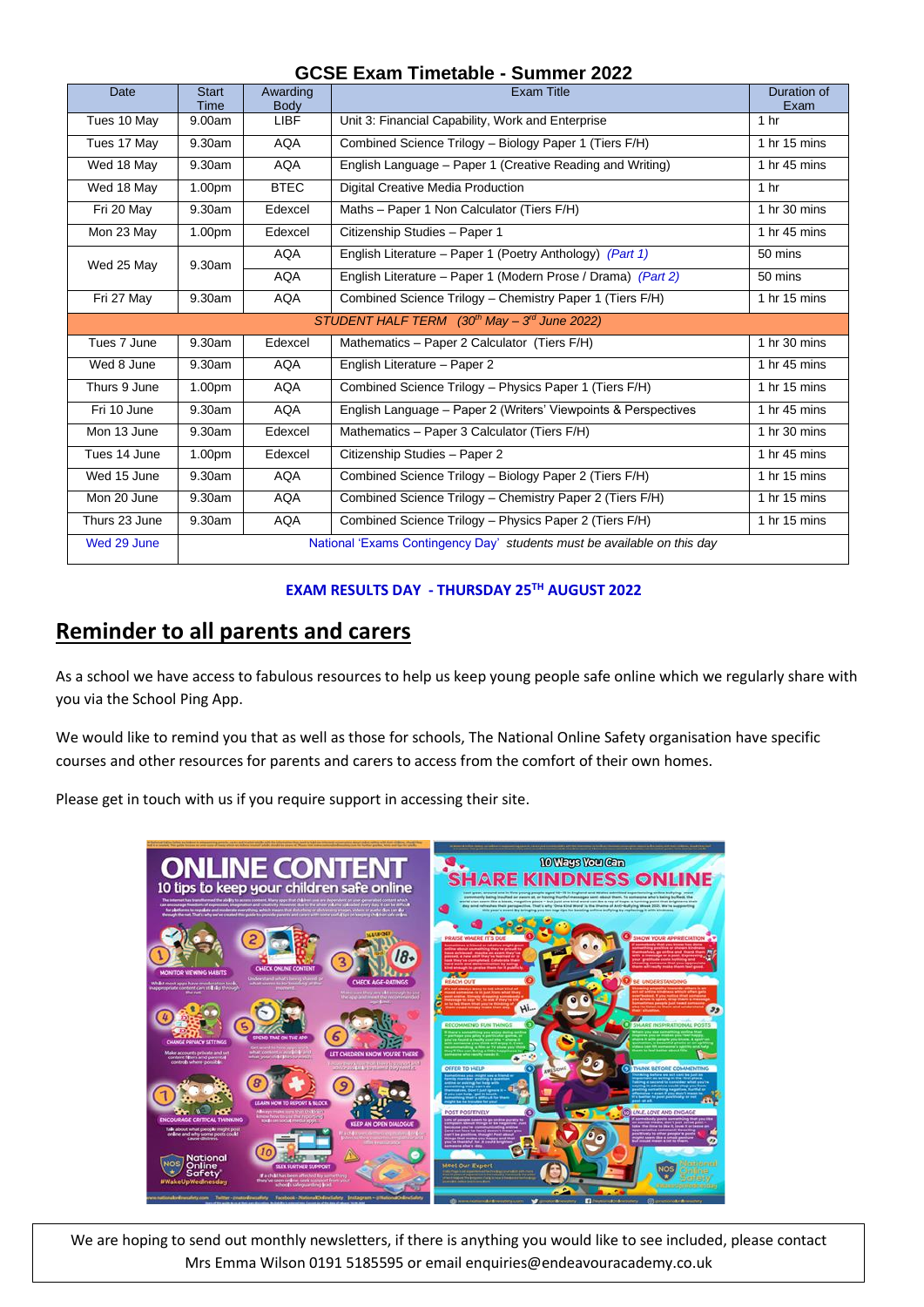## GCSE Exam Timetable - Summer 2022

| Date | Start Time | Awarding Body | Exam Title | Duration of Exam |
|---|---|---|---|---|
| Tues 10 May | 9.00am | LIBF | Unit 3: Financial Capability, Work and Enterprise | 1 hr |
| Tues 17 May | 9.30am | AQA | Combined Science Trilogy – Biology Paper 1 (Tiers F/H) | 1 hr 15 mins |
| Wed 18 May | 9.30am | AQA | English Language – Paper 1 (Creative Reading and Writing) | 1 hr 45 mins |
| Wed 18 May | 1.00pm | BTEC | Digital Creative Media Production | 1 hr |
| Fri 20 May | 9.30am | Edexcel | Maths – Paper 1 Non Calculator (Tiers F/H) | 1 hr 30 mins |
| Mon 23 May | 1.00pm | Edexcel | Citizenship Studies – Paper 1 | 1 hr 45 mins |
| Wed 25 May | 9.30am | AQA | English Literature – Paper 1 (Poetry Anthology) *(Part 1)* | 50 mins |
| | | AQA | English Literature – Paper 1 (Modern Prose / Drama) *(Part 2)* | 50 mins |
| Fri 27 May | 9.30am | AQA | Combined Science Trilogy – Chemistry Paper 1 (Tiers F/H) | 1 hr 15 mins |
| *STUDENT HALF TERM (30th May – 3rd June 2022)* | | | | |
| Tues 7 June | 9.30am | Edexcel | Mathematics – Paper 2 Calculator (Tiers F/H) | 1 hr 30 mins |
| Wed 8 June | 9.30am | AQA | English Literature – Paper 2 | 1 hr 45 mins |
| Thurs 9 June | 1.00pm | AQA | Combined Science Trilogy – Physics Paper 1 (Tiers F/H) | 1 hr 15 mins |
| Fri 10 June | 9.30am | AQA | English Language – Paper 2 (Writers' Viewpoints & Perspectives | 1 hr 45 mins |
| Mon 13 June | 9.30am | Edexcel | Mathematics – Paper 3 Calculator (Tiers F/H) | 1 hr 30 mins |
| Tues 14 June | 1.00pm | Edexcel | Citizenship Studies – Paper 2 | 1 hr 45 mins |
| Wed 15 June | 9.30am | AQA | Combined Science Trilogy – Biology Paper 2 (Tiers F/H) | 1 hr 15 mins |
| Mon 20 June | 9.30am | AQA | Combined Science Trilogy – Chemistry Paper 2 (Tiers F/H) | 1 hr 15 mins |
| Thurs 23 June | 9.30am | AQA | Combined Science Trilogy – Physics Paper 2 (Tiers F/H) | 1 hr 15 mins |
| Wed 29 June | National 'Exams Contingency Day' *students must be available on this day* | | | |

**EXAM RESULTS DAY - THURSDAY 25TH AUGUST 2022**

## Reminder to all parents and carers

As a school we have access to fabulous resources to help us keep young people safe online which we regularly share with you via the School Ping App.

We would like to remind you that as well as those for schools, The National Online Safety organisation have specific courses and other resources for parents and carers to access from the comfort of their own homes.

Please get in touch with us if you require support in accessing their site.

We are hoping to send out monthly newsletters, if there is anything you would like to see included, please contact Mrs Emma Wilson 0191 5185595 or email enquiries@endeavouracademy.co.uk